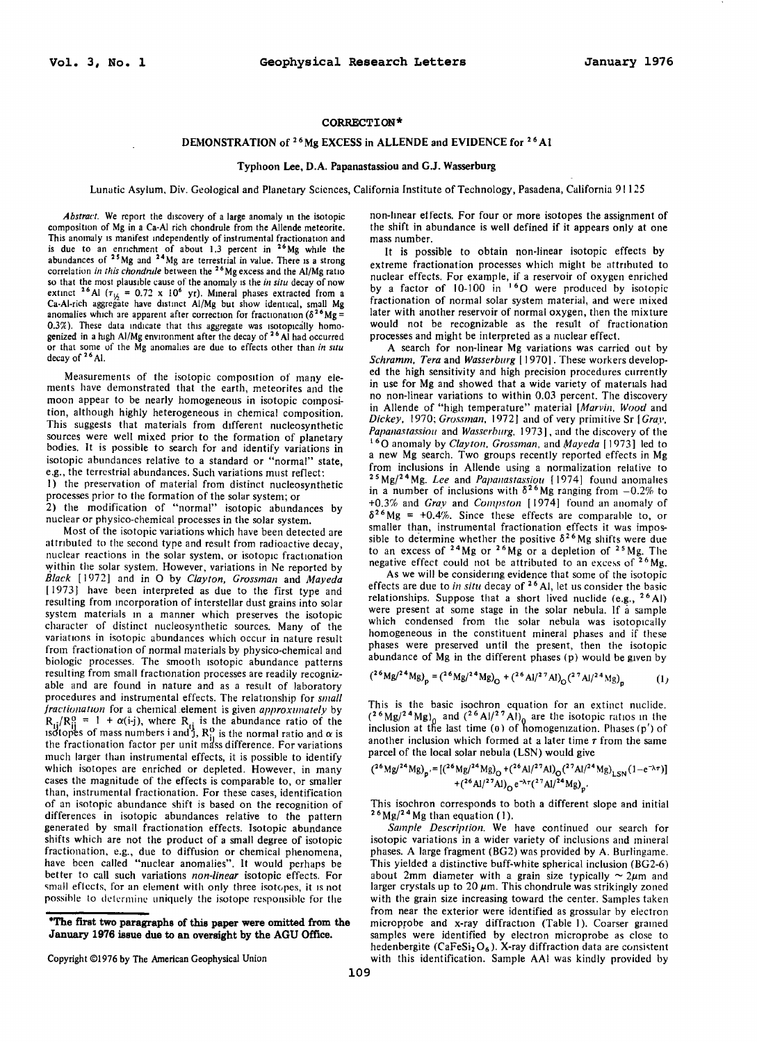## CORRECTION*

# DEMONSTRATION of $^{26}$Mg EXCESS in ALLENDE and EVIDENCE for $^{26}$Al

**Typhoon Lee, D.A. Papanastassiou and G.J. Wasserburg**

Lunatic Asylum, Div. Geological and Planetary Sciences, California Institute of Technology, Pasadena, California 91125

*Abstract.* We report the discovery of a large anomaly in the isotopic composition of Mg in a Ca-Al rich chondrule from the Allende meteorite. This anomaly is manifest independently of instrumental fractionation and is due to an enrichment of about 1.3 percent in $^{26}$Mg while the abundances of $^{25}$Mg and $^{24}$Mg are terrestrial in value. There is a strong correlation *in this chondrule* between the $^{26}$Mg excess and the Al/Mg ratio so that the most plausible cause of the anomaly is the *in situ* decay of now extinct $^{26}$Al ($\tau_{1/2}$ = 0.72 x 10$^6$ yr). Mineral phases extracted from a Ca-Al-rich aggregate have distinct Al/Mg but show identical, small Mg anomalies which are apparent after correction for fractionation ($\delta^{26}$Mg = 0.3%). These data indicate that this aggregate was isotopically homogenized in a high Al/Mg environment after the decay of $^{26}$Al had occurred or that some of the Mg anomalies are due to effects other than *in situ* decay of $^{26}$Al.

Measurements of the isotopic composition of many elements have demonstrated that the earth, meteorites and the moon appear to be nearly homogeneous in isotopic composition, although highly heterogeneous in chemical composition. This suggests that materials from different nucleosynthetic sources were well mixed prior to the formation of planetary bodies. It is possible to search for and identify variations in isotopic abundances relative to a standard or "normal" state, e.g., the terrestrial abundances. Such variations must reflect:
1) the preservation of material from distinct nucleosynthetic processes prior to the formation of the solar system; or
2) the modification of "normal" isotopic abundances by nuclear or physico-chemical processes in the solar system.

Most of the isotopic variations which have been detected are attributed to the second type and result from radioactive decay, nuclear reactions in the solar system, or isotopic fractionation within the solar system. However, variations in Ne reported by *Black* [1972] and in O by *Clayton, Grossman* and *Mayeda* [1973] have been interpreted as due to the first type and resulting from incorporation of interstellar dust grains into solar system materials in a manner which preserves the isotopic character of distinct nucleosynthetic sources. Many of the variations in isotopic abundances which occur in nature result from fractionation of normal materials by physico-chemical and biologic processes. The smooth isotopic abundance patterns resulting from small fractionation processes are readily recognizable and are found in nature and as a result of laboratory procedures and instrumental effects. The relationship for *small fractionation* for a chemical element is given *approximately* by $R_{ij}/R_{ij}^0 = 1 + \alpha(i\text{-}j)$, where $R_{ij}$ is the abundance ratio of the isotopes of mass numbers i and j, $R_{ij}^0$ is the normal ratio and $\alpha$ is the fractionation factor per unit mass difference. For variations much larger than instrumental effects, it is possible to identify which isotopes are enriched or depleted. However, in many cases the magnitude of the effects is comparable to, or smaller than, instrumental fractionation. For these cases, identification of an isotopic abundance shift is based on the recognition of differences in isotopic abundances relative to the pattern generated by small fractionation effects. Isotopic abundance shifts which are not the product of a small degree of isotopic fractionation, e.g., due to diffusion or chemical phenomena, have been called "nuclear anomalies". It would perhaps be better to call such variations *non-linear* isotopic effects. For small effects, for an element with only three isotopes, it is not possible to determine uniquely the isotope responsible for the non-linear effects. For four or more isotopes the assignment of the shift in abundance is well defined if it appears only at one mass number.

It is possible to obtain non-linear isotopic effects by extreme fractionation processes which might be attributed to nuclear effects. For example, if a reservoir of oxygen enriched by a factor of 10-100 in $^{16}$O were produced by isotopic fractionation of normal solar system material, and were mixed later with another reservoir of normal oxygen, then the mixture would not be recognizable as the result of fractionation processes and might be interpreted as a nuclear effect.

A search for non-linear Mg variations was carried out by *Schramm, Tera* and *Wasserburg* [1970]. These workers developed the high sensitivity and high precision procedures currently in use for Mg and showed that a wide variety of materials had no non-linear variations to within 0.03 percent. The discovery in Allende of "high temperature" material [*Marvin, Wood* and *Dickey*, 1970; *Grossman*, 1972] and of very primitive Sr [*Gray, Papanastassiou* and *Wasserburg*, 1973], and the discovery of the $^{16}$O anomaly by *Clayton, Grossman*, and *Mayeda* [1973] led to a new Mg search. Two groups recently reported effects in Mg from inclusions in Allende using a normalization relative to $^{25}$Mg/$^{24}$Mg. *Lee* and *Papanastassiou* [1974] found anomalies in a number of inclusions with $\delta^{26}$Mg ranging from −0.2% to +0.3% and *Gray* and *Compston* [1974] found an anomaly of $\delta^{26}$Mg = +0.4%. Since these effects are comparable to, or smaller than, instrumental fractionation effects it was impossible to determine whether the positive $\delta^{26}$Mg shifts were due to an excess of $^{24}$Mg or $^{26}$Mg or a depletion of $^{25}$Mg. The negative effect could not be attributed to an excess of $^{26}$Mg.

As we will be considering evidence that some of the isotopic effects are due to *in situ* decay of $^{26}$Al, let us consider the basic relationships. Suppose that a short lived nuclide (e.g., $^{26}$Al) were present at some stage in the solar nebula. If a sample which condensed from the solar nebula was isotopically homogeneous in the constituent mineral phases and if these phases were preserved until the present, then the isotopic abundance of Mg in the different phases (p) would be given by

$$(^{26}\text{Mg}/^{24}\text{Mg})_p = (^{26}\text{Mg}/^{24}\text{Mg})_0 + (^{26}\text{Al}/^{27}\text{Al})_0(^{27}\text{Al}/^{24}\text{Mg})_p \qquad (1)$$

This is the basic isochron equation for an extinct nuclide. $(^{26}\text{Mg}/^{24}\text{Mg})_0$ and $(^{26}\text{Al}/^{27}\text{Al})_0$ are the isotopic ratios in the inclusion at the last time (0) of homogenization. Phases (p') of another inclusion which formed at a later time $\tau$ from the same parcel of the local solar nebula (LSN) would give

$$(^{26}\text{Mg}/^{24}\text{Mg})_{p'} = [(^{26}\text{Mg}/^{24}\text{Mg})_0 + (^{26}\text{Al}/^{27}\text{Al})_0(^{27}\text{Al}/^{24}\text{Mg})_{LSN}(1-e^{-\lambda\tau})] + (^{26}\text{Al}/^{27}\text{Al})_0\, e^{-\lambda\tau}(^{27}\text{Al}/^{24}\text{Mg})_{p'}$$

This isochron corresponds to both a different slope and initial $^{26}$Mg/$^{24}$Mg than equation (1).

*Sample Description.* We have continued our search for isotopic variations in a wider variety of inclusions and mineral phases. A large fragment (BG2) was provided by A. Burlingame. This yielded a distinctive buff-white spherical inclusion (BG2-6) about 2mm diameter with a grain size typically ~ 2$\mu$m and larger crystals up to 20 $\mu$m. This chondrule was strikingly zoned with the grain size increasing toward the center. Samples taken from near the exterior were identified as grossular by electron microprobe and x-ray diffraction (Table 1). Coarser grained samples were identified by electron microprobe as close to hedenbergite ($CaFeSi_2O_6$). X-ray diffraction data are consistent with this identification. Sample AAI was kindly provided by

**\*The first two paragraphs of this paper were omitted from the January 1976 issue due to an oversight by the AGU Office.**

Copyright ©1976 by The American Geophysical Union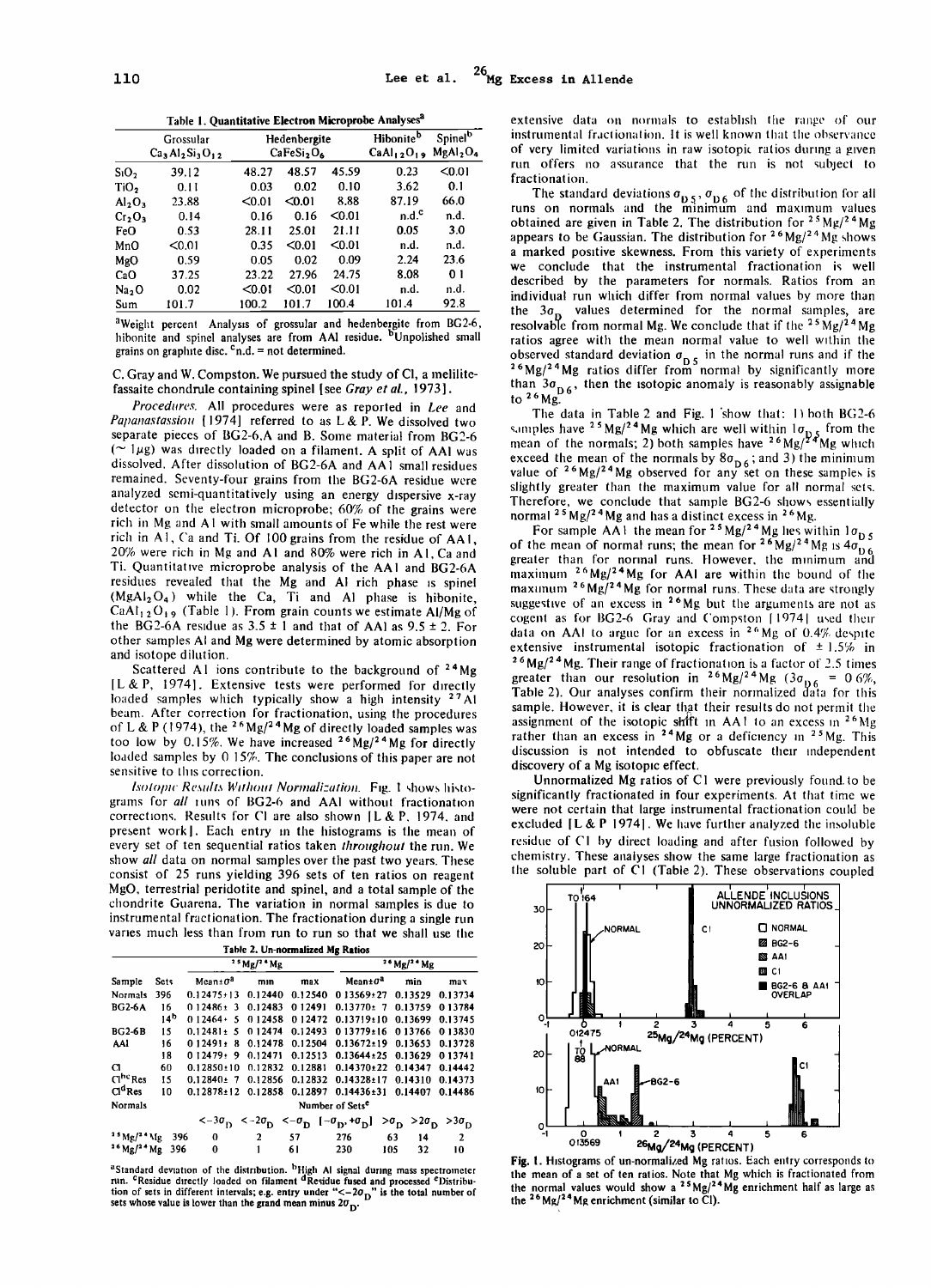**Table 1. Quantitative Electron Microprobe Analyses[a]**

| | Grossular $Ca_3Al_2Si_3O_{12}$ | Hedenbergite $CaFeSi_2O_6$ | | | Hibonite[b] $CaAl_{12}O_{19}$ | Spinel[b] $MgAl_2O_4$ |
|---|---|---|---|---|---|---|
| $SiO_2$ | 39.12 | 48.27 | 48.57 | 45.59 | 0.23 | <0.01 |
| $TiO_2$ | 0.11 | 0.03 | 0.02 | 0.10 | 3.62 | 0.1 |
| $Al_2O_3$ | 23.88 | <0.01 | <0.01 | 8.88 | 87.19 | 66.0 |
| $Cr_2O_3$ | 0.14 | 0.16 | 0.16 | <0.01 | n.d.[c] | n.d. |
| FeO | 0.53 | 28.11 | 25.01 | 21.11 | 0.05 | 3.0 |
| MnO | <0.01 | 0.35 | <0.01 | <0.01 | n.d. | n.d. |
| MgO | 0.59 | 0.05 | 0.02 | 0.09 | 2.24 | 23.6 |
| CaO | 37.25 | 23.22 | 27.96 | 24.75 | 8.08 | 0.1 |
| $Na_2O$ | 0.02 | <0.01 | <0.01 | <0.01 | n.d. | n.d. |
| Sum | 101.7 | 100.2 | 101.7 | 100.4 | 101.4 | 92.8 |

[a]Weight percent. Analysis of grossular and hedenbergite from BG2-6, hibonite and spinel analyses are from AA1 residue. [b]Unpolished small grains on graphite disc. [c]n.d. = not determined.

C. Gray and W. Compston. We pursued the study of C1, a melilite-fassaite chondrule containing spinel [see *Gray et al.*, 1973].

*Procedures.* All procedures were as reported in Lee and Papanastassiou [1974] referred to as L & P. We dissolved two separate pieces of BG2-6,A and B. Some material from BG2-6 (~ 1μg) was directly loaded on a filament. A split of AA1 was dissolved. After dissolution of BG2-6A and AA1 small residues remained. Seventy-four grains from the BG2-6A residue were analyzed semi-quantitatively using an energy dispersive x-ray detector on the electron microprobe; 60% of the grains were rich in Mg and Al with small amounts of Fe while the rest were rich in Al, Ca and Ti. Of 100 grains from the residue of AA1, 20% were rich in Mg and Al and 80% were rich in Al, Ca and Ti. Quantitative microprobe analysis of the AA1 and BG2-6A residues revealed that the Mg and Al rich phase is spinel ($MgAl_2O_4$) while the Ca, Ti and Al phase is hibonite, $CaAl_{12}O_{19}$ (Table 1). From grain counts we estimate Al/Mg of the BG2-6A residue as 3.5 ± 1 and that of AA1 as 9.5 ± 2. For other samples Al and Mg were determined by atomic absorption and isotope dilution.

Scattered Al ions contribute to the background of $^{24}Mg$ [L & P, 1974]. Extensive tests were performed for directly loaded samples which typically show a high intensity $^{27}Al$ beam. After correction for fractionation, using the procedures of L & P (1974), the $^{26}Mg/^{24}Mg$ of directly loaded samples was too low by 0.15%. We have increased $^{26}Mg/^{24}Mg$ for directly loaded samples by 0.15%. The conclusions of this paper are not sensitive to this correction.

*Isotopic Results Without Normalization.* Fig. 1 shows histograms for *all* runs of BG2-6 and AA1 without fractionation corrections. Results for C1 are also shown [L & P, 1974, and present work]. Each entry in the histograms is the mean of every set of ten sequential ratios taken *throughout* the run. We show *all* data on normal samples over the past two years. These consist of 25 runs yielding 396 sets of ten ratios on reagent MgO, terrestrial peridotite and spinel, and a total sample of the chondrite Guarena. The variation in normal samples is due to instrumental fractionation. The fractionation during a single run varies much less than from run to run so that we shall use the extensive data on normals to establish the range of our instrumental fractionation. It is well known that the observance of very limited variations in raw isotopic ratios during a given run offers no assurance that the run is not subject to fractionation.

**Table 2. Un-normalized Mg Ratios**

| Sample | Sets | $^{25}Mg/^{24}Mg$ Mean±σ[a] | min | max | $^{26}Mg/^{24}Mg$ Mean±σ[a] | min | max |
|---|---|---|---|---|---|---|---|
| Normals | 396 | 0.12475±13 | 0.12440 | 0.12540 | 0.13569±27 | 0.13529 | 0.13734 |
| BG2-6A | 16 | 0.12486± 3 | 0.12483 | 0.12491 | 0.13770± 7 | 0.13759 | 0.13784 |
| | 14[b] | 0.12464± 5 | 0.12458 | 0.12472 | 0.13719±10 | 0.13699 | 0.13745 |
| BG2-6B | 15 | 0.12481± 5 | 0.12474 | 0.12493 | 0.13779±16 | 0.13766 | 0.13830 |
| AA1 | 16 | 0.12491± 8 | 0.12478 | 0.12504 | 0.13672±19 | 0.13653 | 0.13728 |
| | 18 | 0.12479± 9 | 0.12471 | 0.12513 | 0.13644±25 | 0.13629 | 0.13741 |
| C1 | 60 | 0.12850±10 | 0.12832 | 0.12881 | 0.14370±22 | 0.14347 | 0.14442 |
| C1[bc]Res | 15 | 0.12840± 7 | 0.12856 | 0.12832 | 0.14328±17 | 0.14310 | 0.14373 |
| C1[d]Res | 10 | 0.12878±12 | 0.12858 | 0.12897 | 0.14436±31 | 0.14407 | 0.14486 |

| Normals | | Number of Sets[e] | | | | | |
|---|---|---|---|---|---|---|---|
| | | $<-3\sigma_D$ | $<-2\sigma_D$ | $<-\sigma_D$ | $[-\sigma_D,+\sigma_D]$ | $>\sigma_D$ | $>2\sigma_D$ | $>3\sigma_D$ |
| $^{25}Mg/^{24}Mg$ | 396 | 0 | 2 | 57 | 276 | 63 | 14 | 2 |
| $^{26}Mg/^{24}Mg$ | 396 | 0 | 1 | 61 | 230 | 105 | 32 | 10 |

[a]Standard deviation of the distribution. [b]High Al signal during mass spectrometer run. [c]Residue directly loaded on filament. [d]Residue fused and processed. [e]Distribution of sets in different intervals; e.g. entry under "$<-2\sigma_D$" is the total number of sets whose value is lower than the grand mean minus $2\sigma_D$.

The standard deviations $\sigma_{D5}$, $\sigma_{D6}$ of the distribution for all runs on normals and the minimum and maximum values obtained are given in Table 2. The distribution for $^{25}Mg/^{24}Mg$ appears to be Gaussian. The distribution for $^{26}Mg/^{24}Mg$ shows a marked positive skewness. From this variety of experiments we conclude that the instrumental fractionation is well described by the parameters for normals. Ratios from an individual run which differ from normal values by more than the $3\sigma_D$ values determined for the normal samples, are resolvable from normal Mg. We conclude that if the $^{25}Mg/^{24}Mg$ ratios agree with the mean normal value to well within the observed standard deviation $\sigma_{D5}$ in the normal runs and if the $^{26}Mg/^{24}Mg$ ratios differ from normal by significantly more than $3\sigma_{D6}$, then the isotopic anomaly is reasonably assignable to $^{26}Mg$.

The data in Table 2 and Fig. 1 show that: 1) both BG2-6 samples have $^{25}Mg/^{24}Mg$ which are well within $1\sigma_{D5}$ from the mean of the normals; 2) both samples have $^{26}Mg/^{24}Mg$ which exceed the mean of the normals by $8\sigma_{D6}$; and 3) the minimum value of $^{26}Mg/^{24}Mg$ observed for any set on these samples is slightly greater than the maximum value for all normal sets. Therefore, we conclude that sample BG2-6 shows essentially normal $^{25}Mg/^{24}Mg$ and has a distinct excess in $^{26}Mg$.

For sample AA1 the mean for $^{25}Mg/^{24}Mg$ lies within $1\sigma_{D5}$ of the mean of normal runs; the mean for $^{26}Mg/^{24}Mg$ is $4\sigma_{D6}$ greater than for normal runs. However, the minimum and maximum $^{26}Mg/^{24}Mg$ for AA1 are within the bound of the maximum $^{26}Mg/^{24}Mg$ for normal runs. These data are strongly suggestive of an excess in $^{26}Mg$ but the arguments are not as cogent as for BG2-6. Gray and Compston [1974] used their data on AA1 to argue for an excess in $^{26}Mg$ of 0.4% despite extensive instrumental isotopic fractionation of ± 1.5% in $^{26}Mg/^{24}Mg$. Their range of fractionation is a factor of 2.5 times greater than our resolution in $^{26}Mg/^{24}Mg$ ($3\sigma_{D6}$ = 0.6%, Table 2). Our analyses confirm their normalized data for this sample. However, it is clear that their results do not permit the assignment of the isotopic shift in AA1 to an excess in $^{26}Mg$ rather than an excess in $^{24}Mg$ or a deficiency in $^{25}Mg$. This discussion is not intended to obfuscate their independent discovery of a Mg isotopic effect.

Unnormalized Mg ratios of C1 were previously found to be significantly fractionated in four experiments. At that time we were not certain that large instrumental fractionation could be excluded [L & P 1974]. We have further analyzed the insoluble residue of C1 by direct loading and after fusion followed by chemistry. These analyses show the same large fractionation as the soluble part of C1 (Table 2). These observations coupled

Fig. 1. Histograms of un-normalized Mg ratios. Each entry corresponds to the mean of a set of ten ratios. Note that Mg which is fractionated from the normal values would show a $^{25}Mg/^{24}Mg$ enrichment half as large as the $^{26}Mg/^{24}Mg$ enrichment (similar to C1).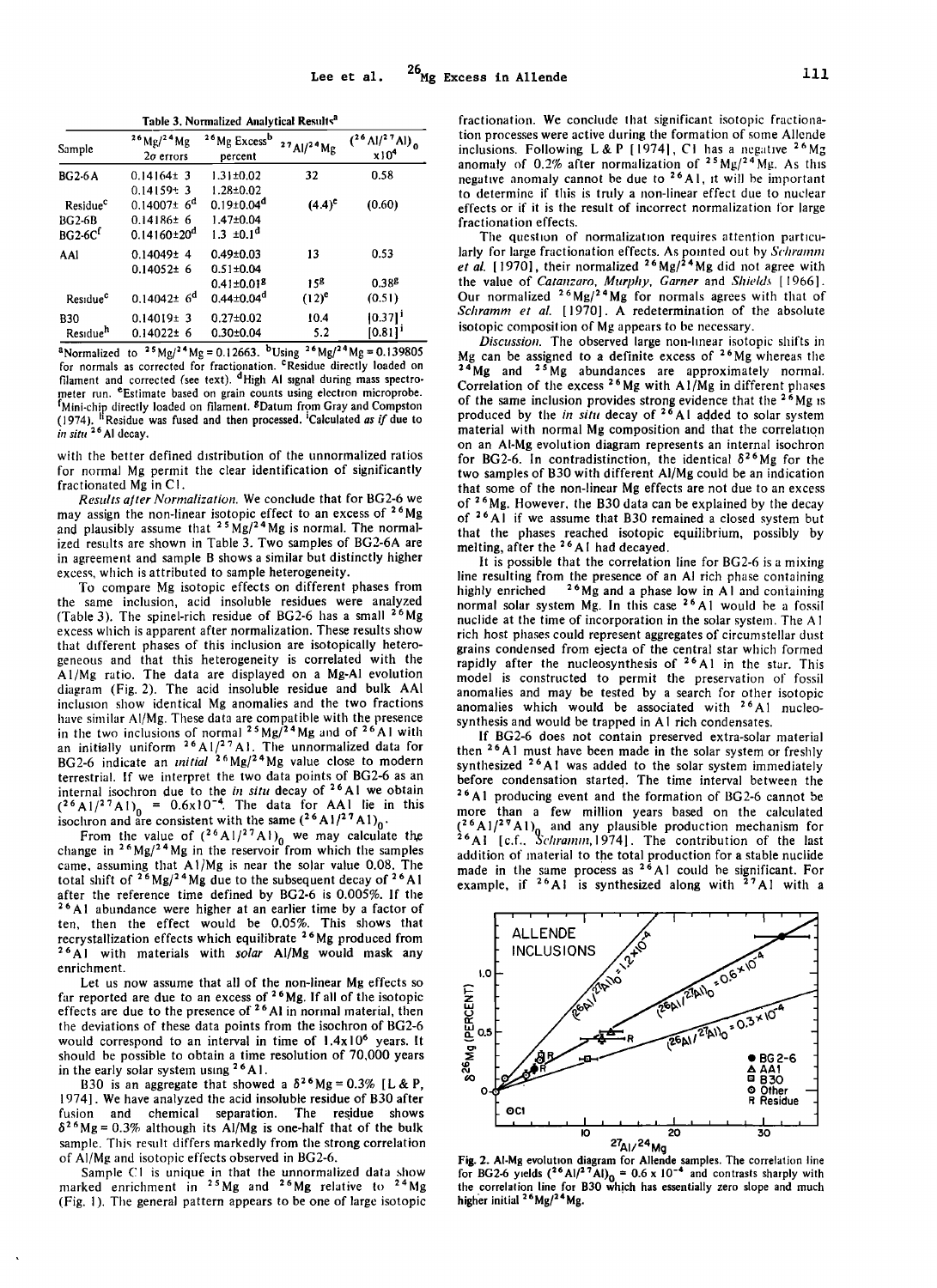Table 3. Normalized Analytical Results[a]

| Sample | $^{26}Mg/^{24}Mg$ $2\sigma$ errors | $^{26}Mg$ Excess[b] percent | $^{27}Al/^{24}Mg$ | $(^{26}Al/^{27}Al)_0$ $\times 10^4$ |
|---|---|---|---|---|
| BG2-6A | 0.14164± 3 | 1.31±0.02 | 32 | 0.58 |
| | 0.14159± 3 | 1.28±0.02 | | |
| Residue[c] | 0.14007± 6[d] | 0.19±0.04[d] | (4.4)[e] | (0.60) |
| BG2-6B | 0.14186± 6 | 1.47±0.04 | | |
| BG2-6C[f] | 0.14160±20[d] | 1.3 ±0.1[d] | | |
| AA1 | 0.14049± 4 | 0.49±0.03 | 13 | 0.53 |
| | 0.14052± 6 | 0.51±0.04 | | |
| | | 0.41±0.01[g] | 15[g] | 0.38[g] |
| Residue[c] | 0.14042± 6[d] | 0.44±0.04[d] | (12)[e] | (0.51) |
| B30 | 0.14019± 3 | 0.27±0.02 | 10.4 | [0.37][i] |
| Residue[h] | 0.14022± 6 | 0.30±0.04 | 5.2 | [0.81][i] |

[a]Normalized to $^{25}Mg/^{24}Mg = 0.12663$. [b]Using $^{26}Mg/^{24}Mg = 0.139805$ for normals as corrected for fractionation. [c]Residue directly loaded on filament and corrected (see text). [d]High Al signal during mass spectrometer run. [e]Estimate based on grain counts using electron microprobe. [f]Mini-chip directly loaded on filament. [g]Datum from Gray and Compston (1974). [h]Residue was fused and then processed. [i]Calculated *as if* due to *in situ* $^{26}Al$ decay.

with the better defined distribution of the unnormalized ratios for normal Mg permit the clear identification of significantly fractionated Mg in C1.

*Results after Normalization.* We conclude that for BG2-6 we may assign the non-linear isotopic effect to an excess of $^{26}Mg$ and plausibly assume that $^{25}Mg/^{24}Mg$ is normal. The normalized results are shown in Table 3. Two samples of BG2-6A are in agreement and sample B shows a similar but distinctly higher excess, which is attributed to sample heterogeneity.

To compare Mg isotopic effects on different phases from the same inclusion, acid insoluble residues were analyzed (Table 3). The spinel-rich residue of BG2-6 has a small $^{26}Mg$ excess which is apparent after normalization. These results show that different phases of this inclusion are isotopically heterogeneous and that this heterogeneity is correlated with the Al/Mg ratio. The data are displayed on a Mg-Al evolution diagram (Fig. 2). The acid insoluble residue and bulk AA1 inclusion show identical Mg anomalies and the two fractions have similar Al/Mg. These data are compatible with the presence in the two inclusions of normal $^{25}Mg/^{24}Mg$ and of $^{26}Al$ with an initially uniform $^{26}Al/^{27}Al$. The unnormalized data for BG2-6 indicate an *initial* $^{26}Mg/^{24}Mg$ value close to modern terrestrial. If we interpret the two data points of BG2-6 as an internal isochron due to the *in situ* decay of $^{26}Al$ we obtain $(^{26}Al/^{27}Al)_0 = 0.6 \times 10^{-4}$. The data for AA1 lie in this isochron and are consistent with the same $(^{26}Al/^{27}Al)_0$.

From the value of $(^{26}Al/^{27}Al)_0$ we may calculate the change in $^{26}Mg/^{24}Mg$ in the reservoir from which the samples came, assuming that Al/Mg is near the solar value 0.08. The total shift of $^{26}Mg/^{24}Mg$ due to the subsequent decay of $^{26}Al$ after the reference time defined by BG2-6 is 0.005%. If the $^{26}Al$ abundance were higher at an earlier time by a factor of ten, then the effect would be 0.05%. This shows that recrystallization effects which equilibrate $^{26}Mg$ produced from $^{26}Al$ with materials with *solar* Al/Mg would mask any enrichment.

Let us now assume that all of the non-linear Mg effects so far reported are due to an excess of $^{26}Mg$. If all of the isotopic effects are due to the presence of $^{26}Al$ in normal material, then the deviations of these data points from the isochron of BG2-6 would correspond to an interval in time of $1.4 \times 10^6$ years. It should be possible to obtain a time resolution of 70,000 years in the early solar system using $^{26}Al$.

B30 is an aggregate that showed a $\delta^{26}Mg = 0.3\%$ [L & P, 1974]. We have analyzed the acid insoluble residue of B30 after fusion and chemical separation. The residue shows $\delta^{26}Mg = 0.3\%$ although its Al/Mg is one-half that of the bulk sample. This result differs markedly from the strong correlation of Al/Mg and isotopic effects observed in BG2-6.

Sample C1 is unique in that the unnormalized data show marked enrichment in $^{25}Mg$ and $^{26}Mg$ relative to $^{24}Mg$ (Fig. 1). The general pattern appears to be one of large isotopic fractionation. We conclude that significant isotopic fractionation processes were active during the formation of some Allende inclusions. Following L & P [1974], C1 has a negative $^{26}Mg$ anomaly of 0.2% after normalization of $^{25}Mg/^{24}Mg$. As this negative anomaly cannot be due to $^{26}Al$, it will be important to determine if this is truly a non-linear effect due to nuclear effects or if it is the result of incorrect normalization for large fractionation effects.

The question of normalization requires attention particularly for large fractionation effects. As pointed out by *Schramm et al.* [1970], their normalized $^{26}Mg/^{24}Mg$ did not agree with the value of *Catanzaro, Murphy, Garner and Shields* [1966]. Our normalized $^{26}Mg/^{24}Mg$ for normals agrees with that of *Schramm et al.* [1970]. A redetermination of the absolute isotopic composition of Mg appears to be necessary.

*Discussion.* The observed large non-linear isotopic shifts in Mg can be assigned to a definite excess of $^{26}Mg$ whereas the $^{24}Mg$ and $^{25}Mg$ abundances are approximately normal. Correlation of the excess $^{26}Mg$ with Al/Mg in different phases of the same inclusion provides strong evidence that the $^{26}Mg$ is produced by the *in situ* decay of $^{26}Al$ added to solar system material with normal Mg composition and that the correlation on an Al-Mg evolution diagram represents an internal isochron for BG2-6. In contradistinction, the identical $\delta^{26}Mg$ for the two samples of B30 with different Al/Mg could be an indication that some of the non-linear Mg effects are not due to an excess of $^{26}Mg$. However, the B30 data can be explained by the decay of $^{26}Al$ if we assume that B30 remained a closed system but that the phases reached isotopic equilibrium, possibly by melting, after the $^{26}Al$ had decayed.

It is possible that the correlation line for BG2-6 is a mixing line resulting from the presence of an Al rich phase containing highly enriched $^{26}Mg$ and a phase low in Al and containing normal solar system Mg. In this case $^{26}Al$ would be a fossil nuclide at the time of incorporation in the solar system. The Al rich host phases could represent aggregates of circumstellar dust grains condensed from ejecta of the central star which formed rapidly after the nucleosynthesis of $^{26}Al$ in the star. This model is constructed to permit the preservation of fossil anomalies and may be tested by a search for other isotopic anomalies which would be associated with $^{26}Al$ nucleosynthesis and would be trapped in Al rich condensates.

If BG2-6 does not contain preserved extra-solar material then $^{26}Al$ must have been made in the solar system or freshly synthesized $^{26}Al$ was added to the solar system immediately before condensation started. The time interval between the $^{26}Al$ producing event and the formation of BG2-6 cannot be more than a few million years based on the calculated $(^{26}Al/^{27}Al)_0$ and any plausible production mechanism for $^{26}Al$ [c.f., *Schramm*, 1974]. The contribution of the last addition of material to the total production for a stable nuclide made in the same process as $^{26}Al$ could be significant. For example, if $^{26}Al$ is synthesized along with $^{27}Al$ with a

Fig. 2. Al-Mg evolution diagram for Allende samples. The correlation line for BG2-6 yields $(^{26}Al/^{27}Al)_0 = 0.6 \times 10^{-4}$ and contrasts sharply with the correlation line for B30 which has essentially zero slope and much higher initial $^{26}Mg/^{24}Mg$.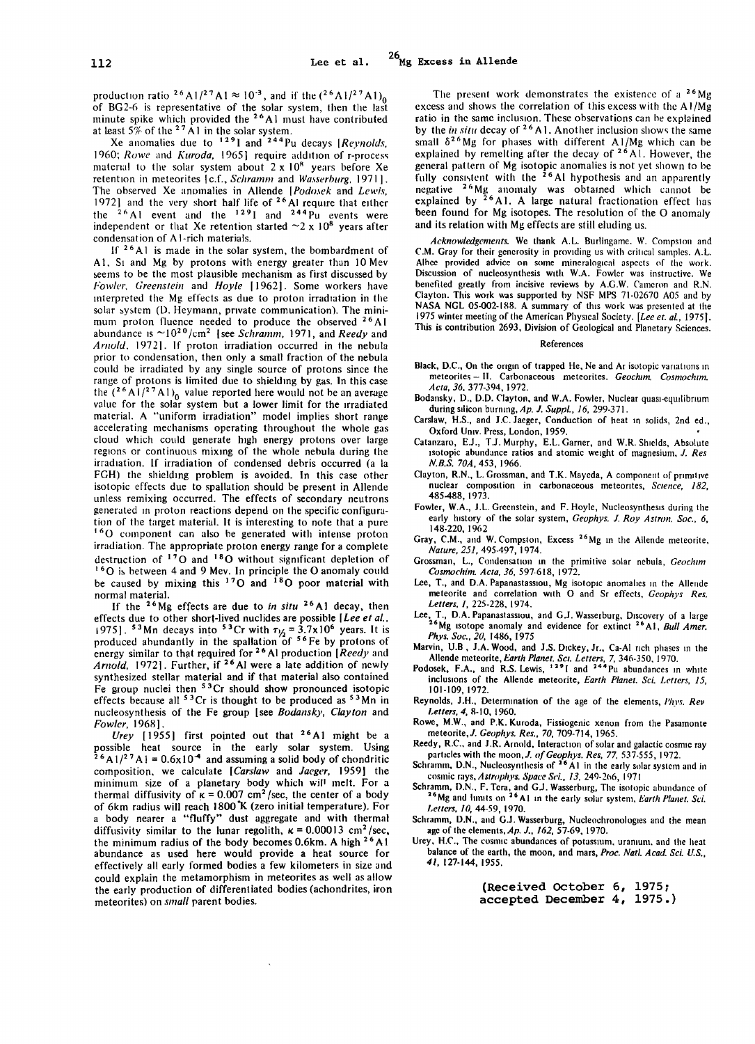production ratio $^{26}Al/^{27}Al \approx 10^{-3}$, and if the $(^{26}Al/^{27}Al)_0$ of BG2-6 is representative of the solar system, then the last minute spike which provided the $^{26}Al$ must have contributed at least 5% of the $^{27}Al$ in the solar system.

Xe anomalies due to $^{129}I$ and $^{244}Pu$ decays [*Reynolds*, 1960; *Rowe* and *Kuroda*, 1965] require addition of r-process material to the solar system about $2 \times 10^8$ years before Xe retention in meteorites [c.f., *Schramm* and *Wasserburg*, 1971]. The observed Xe anomalies in Allende [*Podosek* and *Lewis*, 1972] and the very short half life of $^{26}Al$ require that either the $^{26}Al$ event and the $^{129}I$ and $^{244}Pu$ events were independent or that Xe retention started $\sim 2 \times 10^8$ years after condensation of Al-rich materials.

If $^{26}Al$ is made in the solar system, the bombardment of Al, Si and Mg by protons with energy greater than 10 Mev seems to be the most plausible mechanism as first discussed by *Fowler, Greenstein* and *Hoyle* [1962]. Some workers have interpreted the Mg effects as due to proton irradiation in the solar system (D. Heymann, private communication). The minimum proton fluence needed to produce the observed $^{26}Al$ abundance is $\sim 10^{20}/cm^2$ [see *Schramm*, 1971, and *Reedy* and *Arnold*, 1972]. If proton irradiation occurred in the nebula prior to condensation, then only a small fraction of the nebula could be irradiated by any single source of protons since the range of protons is limited due to shielding by gas. In this case the $(^{26}Al/^{27}Al)_0$ value reported here would not be an average value for the solar system but a lower limit for the irradiated material. A "uniform irradiation" model implies short range accelerating mechanisms operating throughout the whole gas cloud which could generate high energy protons over large regions or continuous mixing of the whole nebula during the irradiation. If irradiation of condensed debris occurred (a la FGH) the shielding problem is avoided. In this case other isotopic effects due to spallation should be present in Allende unless remixing occurred. The effects of secondary neutrons generated in proton reactions depend on the specific configuration of the target material. It is interesting to note that a pure $^{16}O$ component can also be generated with intense proton irradiation. The appropriate proton energy range for a complete destruction of $^{17}O$ and $^{18}O$ without significant depletion of $^{16}O$ is between 4 and 9 Mev. In principle the O anomaly could be caused by mixing this $^{17}O$ and $^{18}O$ poor material with normal material.

If the $^{26}Mg$ effects are due to *in situ* $^{26}Al$ decay, then effects due to other short-lived nuclides are possible [*Lee et al.*, 1975]. $^{53}Mn$ decays into $^{53}Cr$ with $\tau_{1/2} = 3.7 \times 10^6$ years. It is produced abundantly in the spallation of $^{56}Fe$ by protons of energy similar to that required for $^{26}Al$ production [*Reedy* and *Arnold*, 1972]. Further, if $^{26}Al$ were a late addition of newly synthesized stellar material and if that material also contained Fe group nuclei then $^{53}Cr$ should show pronounced isotopic effects because all $^{53}Cr$ is thought to be produced as $^{53}Mn$ in nucleosynthesis of the Fe group [see *Bodansky, Clayton* and *Fowler*, 1968].

*Urey* [1955] first pointed out that $^{26}Al$ might be a possible heat source in the early solar system. Using $^{26}Al/^{27}Al = 0.6 \times 10^{-4}$ and assuming a solid body of chondritic composition, we calculate [*Carslaw* and *Jaeger*, 1959] the minimum size of a planetary body which will melt. For a thermal diffusivity of $\kappa = 0.007$ cm$^2$/sec, the center of a body of 6km radius will reach 1800°K (zero initial temperature). For a body nearer a "fluffy" dust aggregate and with thermal diffusivity similar to the lunar regolith, $\kappa = 0.00013$ cm$^2$/sec, the minimum radius of the body becomes 0.6km. A high $^{26}Al$ abundance as used here would provide a heat source for effectively all early formed bodies a few kilometers in size and could explain the metamorphism in meteorites as well as allow the early production of differentiated bodies (achondrites, iron meteorites) on *small* parent bodies.

The present work demonstrates the existence of a $^{26}Mg$ excess and shows the correlation of this excess with the Al/Mg ratio in the same inclusion. These observations can be explained by the *in situ* decay of $^{26}Al$. Another inclusion shows the same small $\delta^{26}Mg$ for phases with different Al/Mg which can be explained by remelting after the decay of $^{26}Al$. However, the general pattern of Mg isotopic anomalies is not yet shown to be fully consistent with the $^{26}Al$ hypothesis and an apparently negative $^{26}Mg$ anomaly was obtained which cannot be explained by $^{26}Al$. A large natural fractionation effect has been found for Mg isotopes. The resolution of the O anomaly and its relation with Mg effects are still eluding us.

*Acknowledgements.* We thank A.L. Burlingame. W. Compston and C.M. Gray for their generosity in providing us with critical samples. A.L. Albee provided advice on some mineralogical aspects of the work. Discussion of nucleosynthesis with W.A. Fowler was instructive. We benefited greatly from incisive reviews by A.G.W. Cameron and R.N. Clayton. This work was supported by NSF MPS 71-02670 A05 and by NASA NGL 05-002-188. A summary of this work was presented at the 1975 winter meeting of the American Physical Society. [*Lee et. al.*, 1975]. This is contribution 2693, Division of Geological and Planetary Sciences.

## References

Black, D.C., On the origin of trapped He, Ne and Ar isotopic variations in meteorites – II. Carbonaceous meteorites. *Geochim. Cosmochim. Acta, 36*, 377-394, 1972.

Bodansky, D., D.D. Clayton, and W.A. Fowler, Nuclear quasi-equilibrium during silicon burning, *Ap. J. Suppl., 16*, 299-371.

Carslaw, H.S., and J.C. Jaeger, Conduction of heat in solids, 2nd ed., Oxford Univ. Press, London, 1959.

Catanzaro, E.J., T.J. Murphy, E.L. Garner, and W.R. Shields, Absolute isotopic abundance ratios and atomic weight of magnesium, *J. Res N.B.S. 70A*, 453, 1966.

Clayton, R.N., L. Grossman, and T.K. Mayeda, A component of primitive nuclear composition in carbonaceous meteorites, *Science, 182*, 485-488, 1973.

Fowler, W.A., J.L. Greenstein, and F. Hoyle, Nucleosynthesis during the early history of the solar system, *Geophys. J. Roy Astron. Soc., 6*, 148-220, 1962

Gray, C.M., and W. Compston, Excess $^{26}Mg$ in the Allende meteorite, *Nature, 251*, 495-497, 1974.

Grossman, L., Condensation in the primitive solar nebula, *Geochim Cosmochim. Acta, 36*, 597-618, 1972.

Lee, T., and D.A. Papanastassiou, Mg isotopic anomalies in the Allende meteorite and correlation with O and Sr effects, *Geophys Res. Letters, 1*, 225-228, 1974.

Lee, T., D.A. Papanastassiou, and G.J. Wasserburg, Discovery of a large $^{26}Mg$ isotope anomaly and evidence for extinct $^{26}Al$, *Bull Amer. Phys. Soc., 20*, 1486, 1975

Marvin, U.B., J.A. Wood, and J.S. Dickey, Jr., Ca-Al rich phases in the Allende meteorite, *Earth Planet. Sci. Letters, 7*, 346-350, 1970.

Podosek, F.A., and R.S. Lewis, $^{129}I$ and $^{244}Pu$ abundances in white inclusions of the Allende meteorite, *Earth Planet. Sci. Letters, 15*, 101-109, 1972.

Reynolds, J.H., Determination of the age of the elements, *Phys. Rev Letters, 4*, 8-10, 1960.

Rowe, M.W., and P.K. Kuroda, Fissiogenic xenon from the Pasamonte meteorite, *J. Geophys. Res., 70*, 709-714, 1965.

Reedy, R.C., and J.R. Arnold, Interaction of solar and galactic cosmic ray particles with the moon, *J. of Geophys. Res, 77*, 537-555, 1972.

Schramm, D.N., Nucleosynthesis of $^{26}Al$ in the early solar system and in cosmic rays, *Astrophys. Space Sci., 13*, 249-266, 1971

Schramm, D.N., F. Tera, and G.J. Wasserburg, The isotopic abundance of $^{26}Mg$ and limits on $^{26}Al$ in the early solar system, *Earth Planet. Sci. Letters, 10*, 44-59, 1970.

Schramm, D.N., and G.J. Wasserburg, Nucleochronologies and the mean age of the elements, *Ap. J., 162*, 57-69, 1970.

Urey, H.C., The cosmic abundances of potassium, uranium, and the heat balance of the earth, the moon, and mars, *Proc. Natl. Acad. Sci. U.S., 41*, 127-144, 1955.

(Received October 6, 1975; accepted December 4, 1975.)